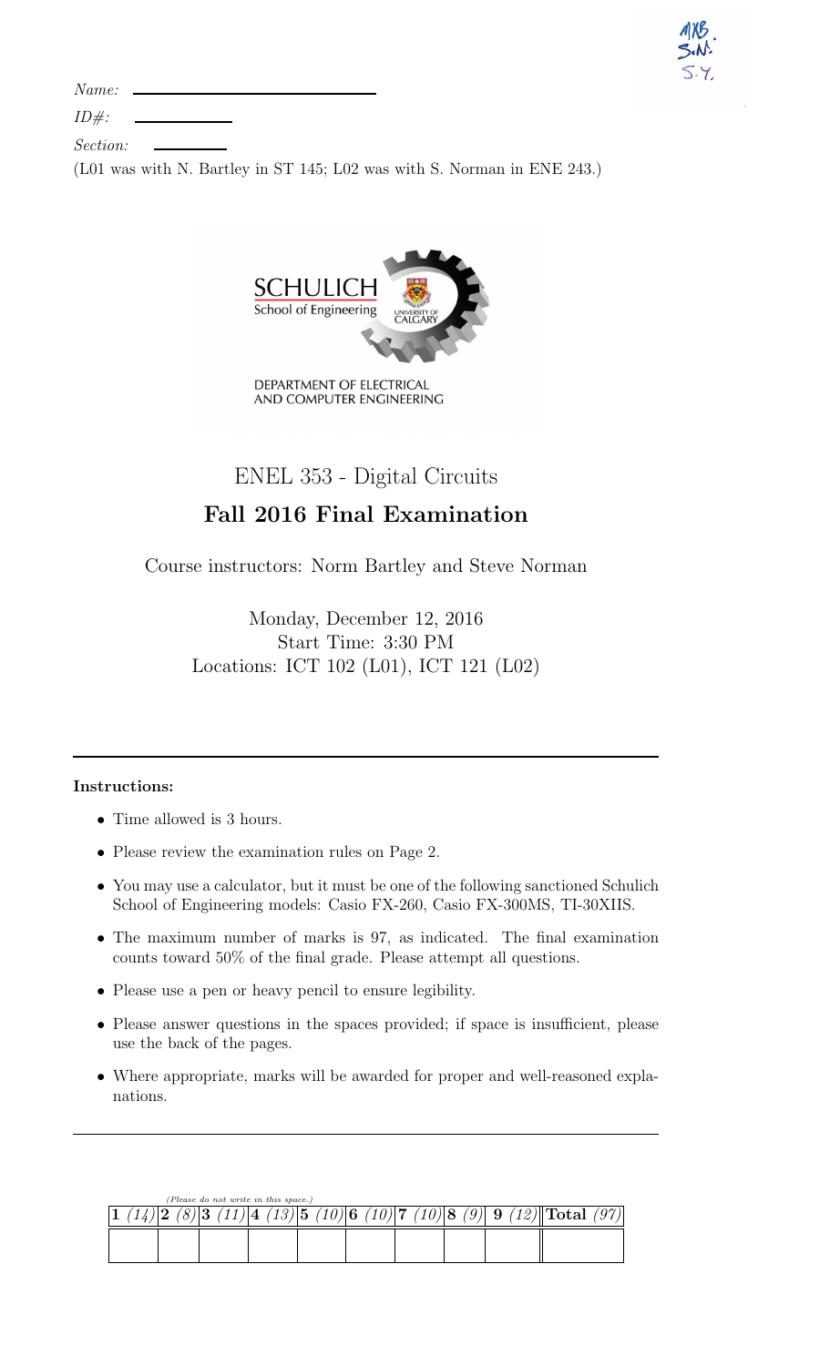Name:

ID#:

Section:

(L01 was with N. Bartley in ST 145; L02 was with S. Norman in ENE 243.)

DEPARTMENT OF ELECTRICAL AND COMPUTER ENGINEERING

# ENEL 353 - Digital Circuits

## Fall 2016 Final Examination

Course instructors: Norm Bartley and Steve Norman

Monday, December 12, 2016
Start Time: 3:30 PM
Locations: ICT 102 (L01), ICT 121 (L02)

---

**Instructions:**

- Time allowed is 3 hours.
- Please review the examination rules on Page 2.
- You may use a calculator, but it must be one of the following sanctioned Schulich School of Engineering models: Casio FX-260, Casio FX-300MS, TI-30XIIS.
- The maximum number of marks is 97, as indicated. The final examination counts toward 50% of the final grade. Please attempt all questions.
- Please use a pen or heavy pencil to ensure legibility.
- Please answer questions in the spaces provided; if space is insufficient, please use the back of the pages.
- Where appropriate, marks will be awarded for proper and well-reasoned explanations.

---

*(Please do not write in this space.)*

| **1** *(14)* | **2** *(8)* | **3** *(11)* | **4** *(13)* | **5** *(10)* | **6** *(10)* | **7** *(10)* | **8** *(9)* | **9** *(12)* | **Total** *(97)* |
|---|---|---|---|---|---|---|---|---|---|
| | | | | | | | | | |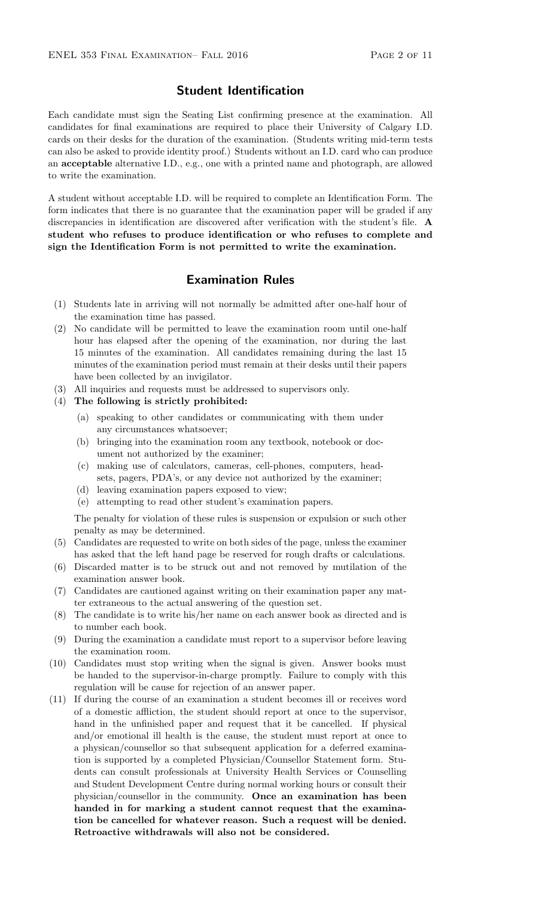## Student Identification

Each candidate must sign the Seating List confirming presence at the examination. All candidates for final examinations are required to place their University of Calgary I.D. cards on their desks for the duration of the examination. (Students writing mid-term tests can also be asked to provide identity proof.) Students without an I.D. card who can produce an **acceptable** alternative I.D., e.g., one with a printed name and photograph, are allowed to write the examination.

A student without acceptable I.D. will be required to complete an Identification Form. The form indicates that there is no guarantee that the examination paper will be graded if any discrepancies in identification are discovered after verification with the student's file. **A student who refuses to produce identification or who refuses to complete and sign the Identification Form is not permitted to write the examination.**

## Examination Rules

(1) Students late in arriving will not normally be admitted after one-half hour of the examination time has passed.

(2) No candidate will be permitted to leave the examination room until one-half hour has elapsed after the opening of the examination, nor during the last 15 minutes of the examination. All candidates remaining during the last 15 minutes of the examination period must remain at their desks until their papers have been collected by an invigilator.

(3) All inquiries and requests must be addressed to supervisors only.

(4) **The following is strictly prohibited:**

   (a) speaking to other candidates or communicating with them under any circumstances whatsoever;

   (b) bringing into the examination room any textbook, notebook or document not authorized by the examiner;

   (c) making use of calculators, cameras, cell-phones, computers, headsets, pagers, PDA's, or any device not authorized by the examiner;

   (d) leaving examination papers exposed to view;

   (e) attempting to read other student's examination papers.

   The penalty for violation of these rules is suspension or expulsion or such other penalty as may be determined.

(5) Candidates are requested to write on both sides of the page, unless the examiner has asked that the left hand page be reserved for rough drafts or calculations.

(6) Discarded matter is to be struck out and not removed by mutilation of the examination answer book.

(7) Candidates are cautioned against writing on their examination paper any matter extraneous to the actual answering of the question set.

(8) The candidate is to write his/her name on each answer book as directed and is to number each book.

(9) During the examination a candidate must report to a supervisor before leaving the examination room.

(10) Candidates must stop writing when the signal is given. Answer books must be handed to the supervisor-in-charge promptly. Failure to comply with this regulation will be cause for rejection of an answer paper.

(11) If during the course of an examination a student becomes ill or receives word of a domestic affliction, the student should report at once to the supervisor, hand in the unfinished paper and request that it be cancelled. If physical and/or emotional ill health is the cause, the student must report at once to a physican/counsellor so that subsequent application for a deferred examination is supported by a completed Physician/Counsellor Statement form. Students can consult professionals at University Health Services or Counselling and Student Development Centre during normal working hours or consult their physician/counsellor in the community. **Once an examination has been handed in for marking a student cannot request that the examination be cancelled for whatever reason. Such a request will be denied. Retroactive withdrawals will also not be considered.**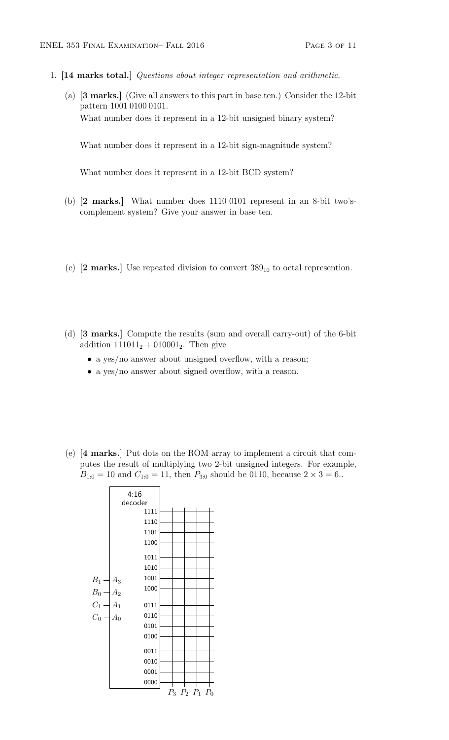1. **[14 marks total.]** *Questions about integer representation and arithmetic.*

   (a) **[3 marks.]** (Give all answers to this part in base ten.) Consider the 12-bit pattern 1001 0100 0101.

   What number does it represent in a 12-bit unsigned binary system?

   What number does it represent in a 12-bit sign-magnitude system?

   What number does it represent in a 12-bit BCD system?

   (b) **[2 marks.]** What number does 1110 0101 represent in an 8-bit two's-complement system? Give your answer in base ten.

   (c) **[2 marks.]** Use repeated division to convert $389_{10}$ to octal represention.

   (d) **[3 marks.]** Compute the results (sum and overall carry-out) of the 6-bit addition $111011_2 + 010001_2$. Then give

   - a yes/no answer about unsigned overflow, with a reason;
   - a yes/no answer about signed overflow, with a reason.

   (e) **[4 marks.]** Put dots on the ROM array to implement a circuit that computes the result of multiplying two 2-bit unsigned integers. For example, $B_{1:0} = 10$ and $C_{1:0} = 11$, then $P_{3:0}$ should be 0110, because $2 \times 3 = 6$..

   4:16 decoder

   Inputs: $B_1$ — $A_3$, $B_0$ — $A_2$, $C_1$ — $A_1$, $C_0$ — $A_0$

   Decoder outputs (top to bottom): 1111, 1110, 1101, 1100, 1011, 1010, 1001, 1000, 0111, 0110, 0101, 0100, 0011, 0010, 0001, 0000

   Output columns: $P_3$ $P_2$ $P_1$ $P_0$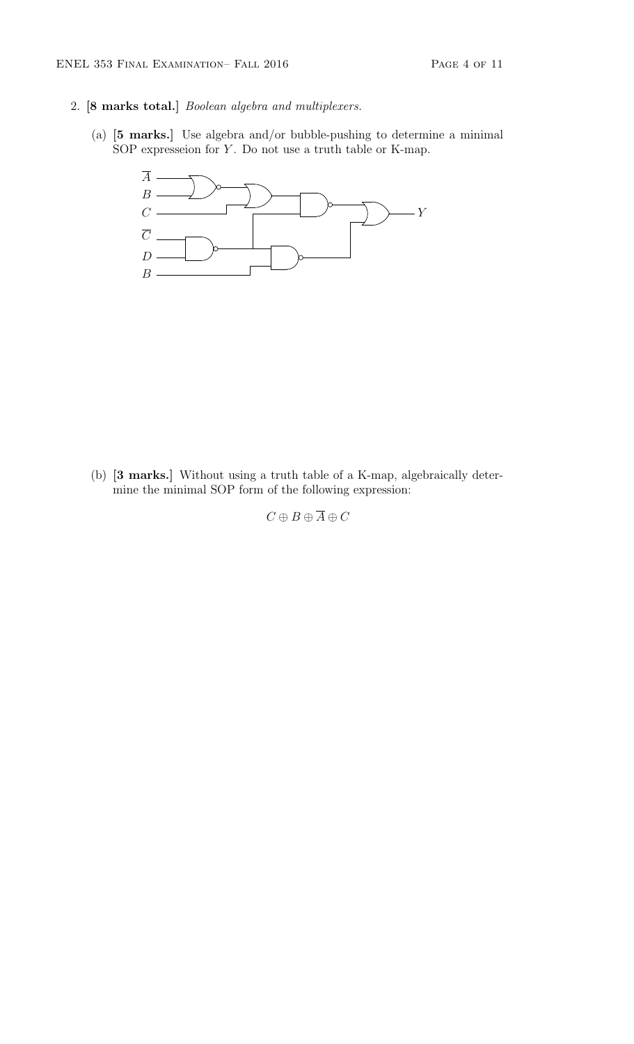2. **[8 marks total.]** *Boolean algebra and multiplexers.*

   (a) **[5 marks.]** Use algebra and/or bubble-pushing to determine a minimal SOP expresseion for $Y$. Do not use a truth table or K-map.

   (b) **[3 marks.]** Without using a truth table of a K-map, algebraically determine the minimal SOP form of the following expression:

$$C \oplus B \oplus \overline{A} \oplus C$$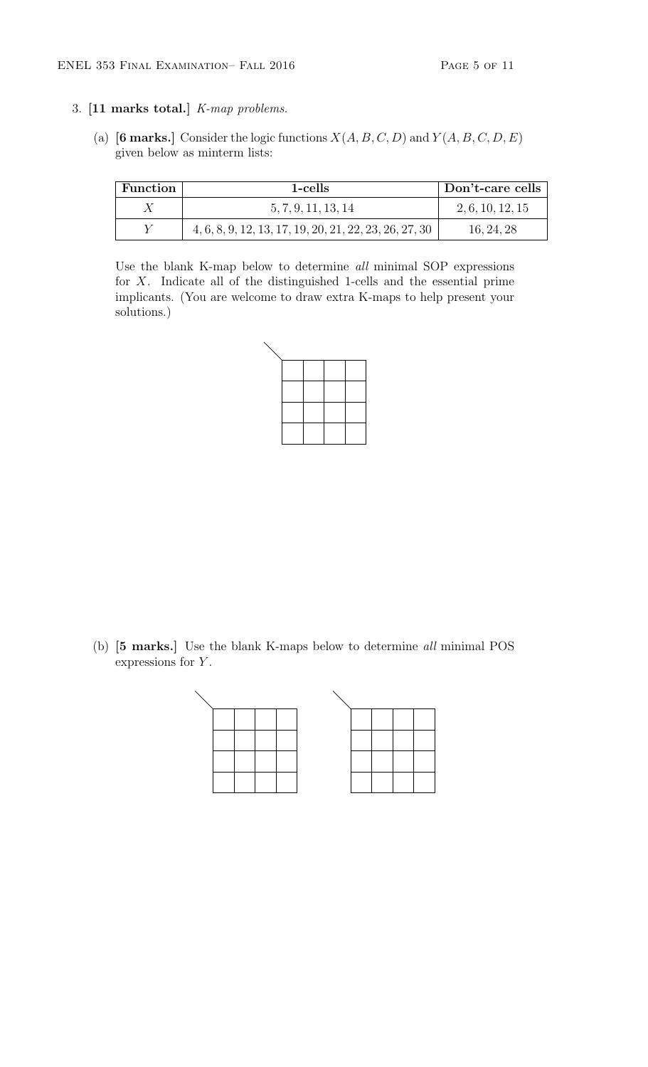3. **[11 marks total.]** *K-map problems.*

   (a) **[6 marks.]** Consider the logic functions $X(A, B, C, D)$ and $Y(A, B, C, D, E)$ given below as minterm lists:

| Function | 1-cells | Don't-care cells |
|---|---|---|
| $X$ | 5, 7, 9, 11, 13, 14 | 2, 6, 10, 12, 15 |
| $Y$ | 4, 6, 8, 9, 12, 13, 17, 19, 20, 21, 22, 23, 26, 27, 30 | 16, 24, 28 |

   Use the blank K-map below to determine *all* minimal SOP expressions for $X$. Indicate all of the distinguished 1-cells and the essential prime implicants. (You are welcome to draw extra K-maps to help present your solutions.)

   (b) **[5 marks.]** Use the blank K-maps below to determine *all* minimal POS expressions for $Y$.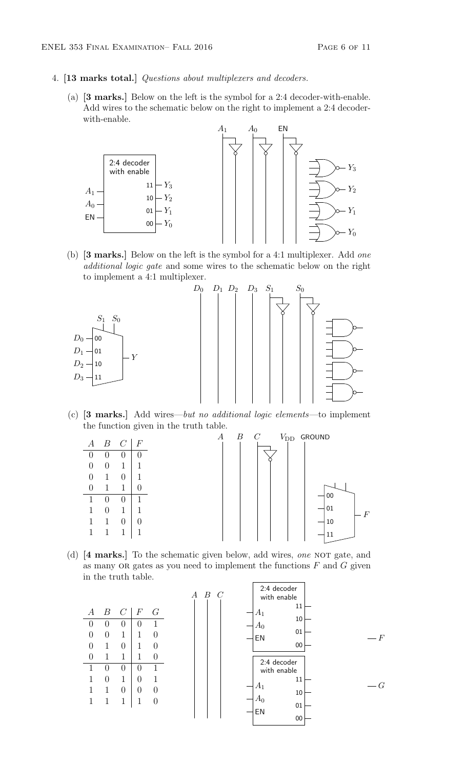4. **[13 marks total.]** *Questions about multiplexers and decoders.*

   (a) **[3 marks.]** Below on the left is the symbol for a 2:4 decoder-with-enable. Add wires to the schematic below on the right to implement a 2:4 decoder-with-enable.

   (b) **[3 marks.]** Below on the left is the symbol for a 4:1 multiplexer. Add *one additional logic gate* and some wires to the schematic below on the right to implement a 4:1 multiplexer.

   (c) **[3 marks.]** Add wires—*but no additional logic elements*—to implement the function given in the truth table.

| $A$ | $B$ | $C$ | $F$ |
|---|---|---|---|
| 0 | 0 | 0 | 0 |
| 0 | 0 | 1 | 1 |
| 0 | 1 | 0 | 1 |
| 0 | 1 | 1 | 0 |
| 1 | 0 | 0 | 1 |
| 1 | 0 | 1 | 1 |
| 1 | 1 | 0 | 0 |
| 1 | 1 | 1 | 1 |

   (d) **[4 marks.]** To the schematic given below, add wires, *one* NOT gate, and as many OR gates as you need to implement the functions $F$ and $G$ given in the truth table.

| $A$ | $B$ | $C$ | $F$ | $G$ |
|---|---|---|---|---|
| 0 | 0 | 0 | 0 | 1 |
| 0 | 0 | 1 | 1 | 0 |
| 0 | 1 | 0 | 1 | 0 |
| 0 | 1 | 1 | 1 | 0 |
| 1 | 0 | 0 | 0 | 1 |
| 1 | 0 | 1 | 0 | 1 |
| 1 | 1 | 0 | 0 | 0 |
| 1 | 1 | 1 | 1 | 0 |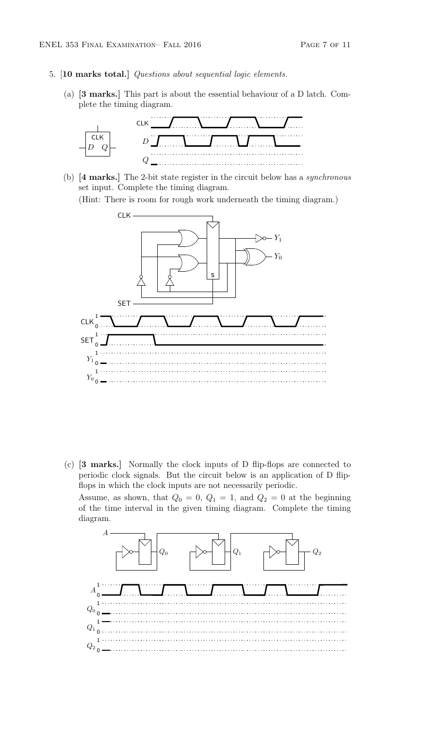5. [**10 marks total.**] *Questions about sequential logic elements.*

   (a) [**3 marks.**] This part is about the essential behaviour of a D latch. Complete the timing diagram.

   (b) [**4 marks.**] The 2-bit state register in the circuit below has a *synchronous* set input. Complete the timing diagram.

   (Hint: There is room for rough work underneath the timing diagram.)

   (c) [**3 marks.**] Normally the clock inputs of D flip-flops are connected to periodic clock signals. But the circuit below is an application of D flip-flops in which the clock inputs are not necessarily periodic.

   Assume, as shown, that $Q_0 = 0$, $Q_1 = 1$, and $Q_2 = 0$ at the beginning of the time interval in the given timing diagram. Complete the timing diagram.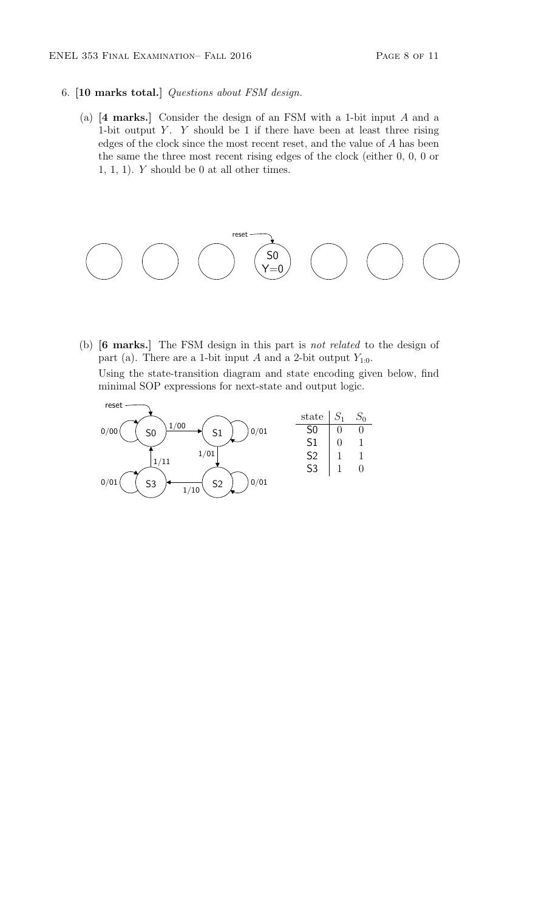6. **[10 marks total.]** *Questions about FSM design.*

   (a) **[4 marks.]** Consider the design of an FSM with a 1-bit input $A$ and a 1-bit output $Y$. $Y$ should be 1 if there have been at least three rising edges of the clock since the most recent reset, and the value of $A$ has been the same the three most recent rising edges of the clock (either 0, 0, 0 or 1, 1, 1). $Y$ should be 0 at all other times.

   reset → S0, Y=0

   (b) **[6 marks.]** The FSM design in this part is *not related* to the design of part (a). There are a 1-bit input $A$ and a 2-bit output $Y_{1:0}$.

   Using the state-transition diagram and state encoding given below, find minimal SOP expressions for next-state and output logic.

   reset → S0

   | state | $S_1$ | $S_0$ |
   |---|---|---|
   | S0 | 0 | 0 |
   | S1 | 0 | 1 |
   | S2 | 1 | 1 |
   | S3 | 1 | 0 |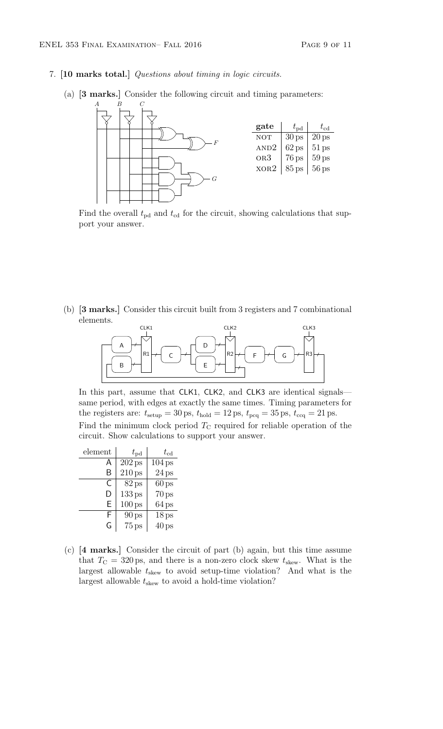7. **[10 marks total.]** *Questions about timing in logic circuits.*

   (a) **[3 marks.]** Consider the following circuit and timing parameters:

   | gate | $t_{pd}$ | $t_{cd}$ |
   |---|---|---|
   | NOT | 30 ps | 20 ps |
   | AND2 | 62 ps | 51 ps |
   | OR3 | 76 ps | 59 ps |
   | XOR2 | 85 ps | 56 ps |

   Find the overall $t_{pd}$ and $t_{cd}$ for the circuit, showing calculations that support your answer.

   (b) **[3 marks.]** Consider this circuit built from 3 registers and 7 combinational elements.

   In this part, assume that CLK1, CLK2, and CLK3 are identical signals—same period, with edges at exactly the same times. Timing parameters for the registers are: $t_{setup} = 30\,\text{ps}$, $t_{hold} = 12\,\text{ps}$, $t_{pcq} = 35\,\text{ps}$, $t_{ccq} = 21\,\text{ps}$.

   Find the minimum clock period $T_C$ required for reliable operation of the circuit. Show calculations to support your answer.

   | element | $t_{pd}$ | $t_{cd}$ |
   |---|---|---|
   | A | 202 ps | 104 ps |
   | B | 210 ps | 24 ps |
   | C | 82 ps | 60 ps |
   | D | 133 ps | 70 ps |
   | E | 100 ps | 64 ps |
   | F | 90 ps | 18 ps |
   | G | 75 ps | 40 ps |

   (c) **[4 marks.]** Consider the circuit of part (b) again, but this time assume that $T_C = 320\,\text{ps}$, and there is a non-zero clock skew $t_{skew}$. What is the largest allowable $t_{skew}$ to avoid setup-time violation? And what is the largest allowable $t_{skew}$ to avoid a hold-time violation?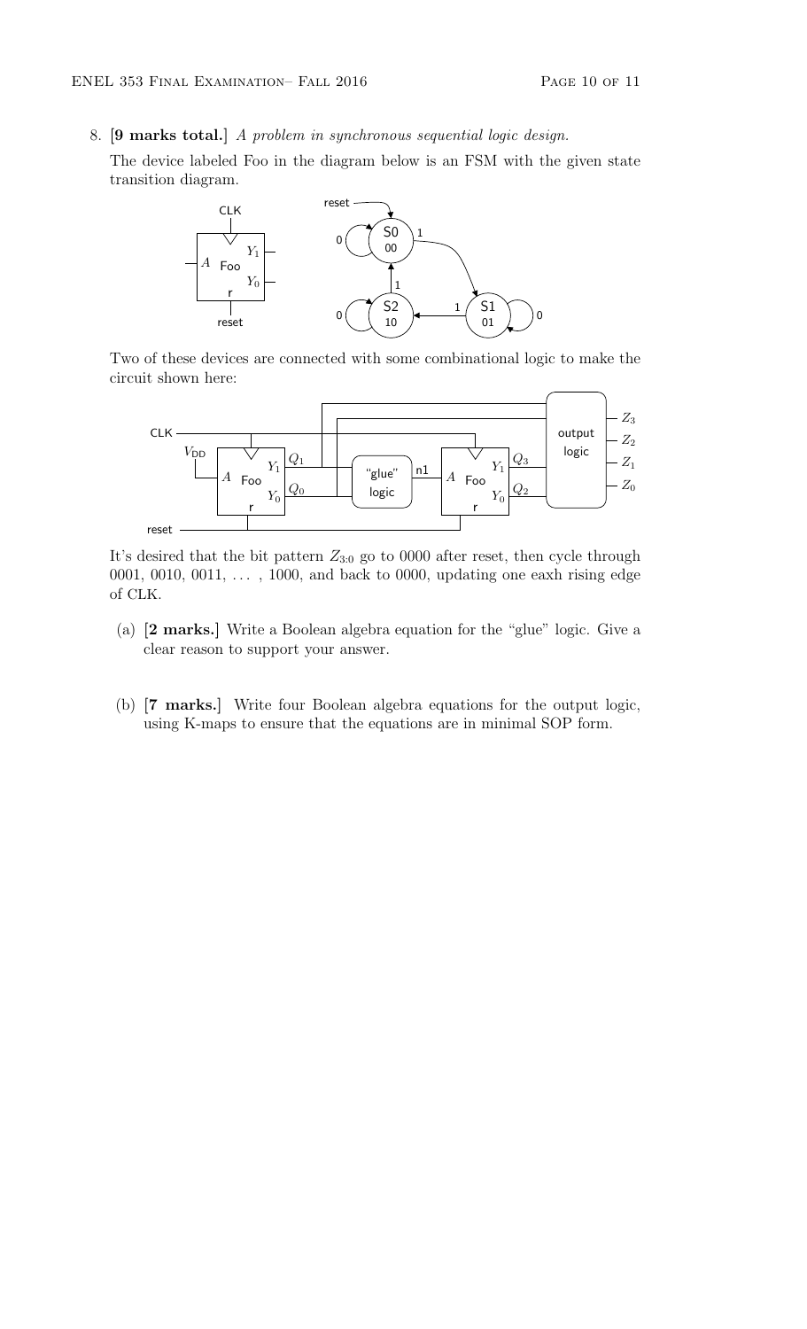8. **[9 marks total.]** *A problem in synchronous sequential logic design.*

The device labeled Foo in the diagram below is an FSM with the given state transition diagram.

Two of these devices are connected with some combinational logic to make the circuit shown here:

It's desired that the bit pattern $Z_{3:0}$ go to 0000 after reset, then cycle through 0001, 0010, 0011, ... , 1000, and back to 0000, updating one eaxh rising edge of CLK.

(a) **[2 marks.]** Write a Boolean algebra equation for the "glue" logic. Give a clear reason to support your answer.

(b) **[7 marks.]** Write four Boolean algebra equations for the output logic, using K-maps to ensure that the equations are in minimal SOP form.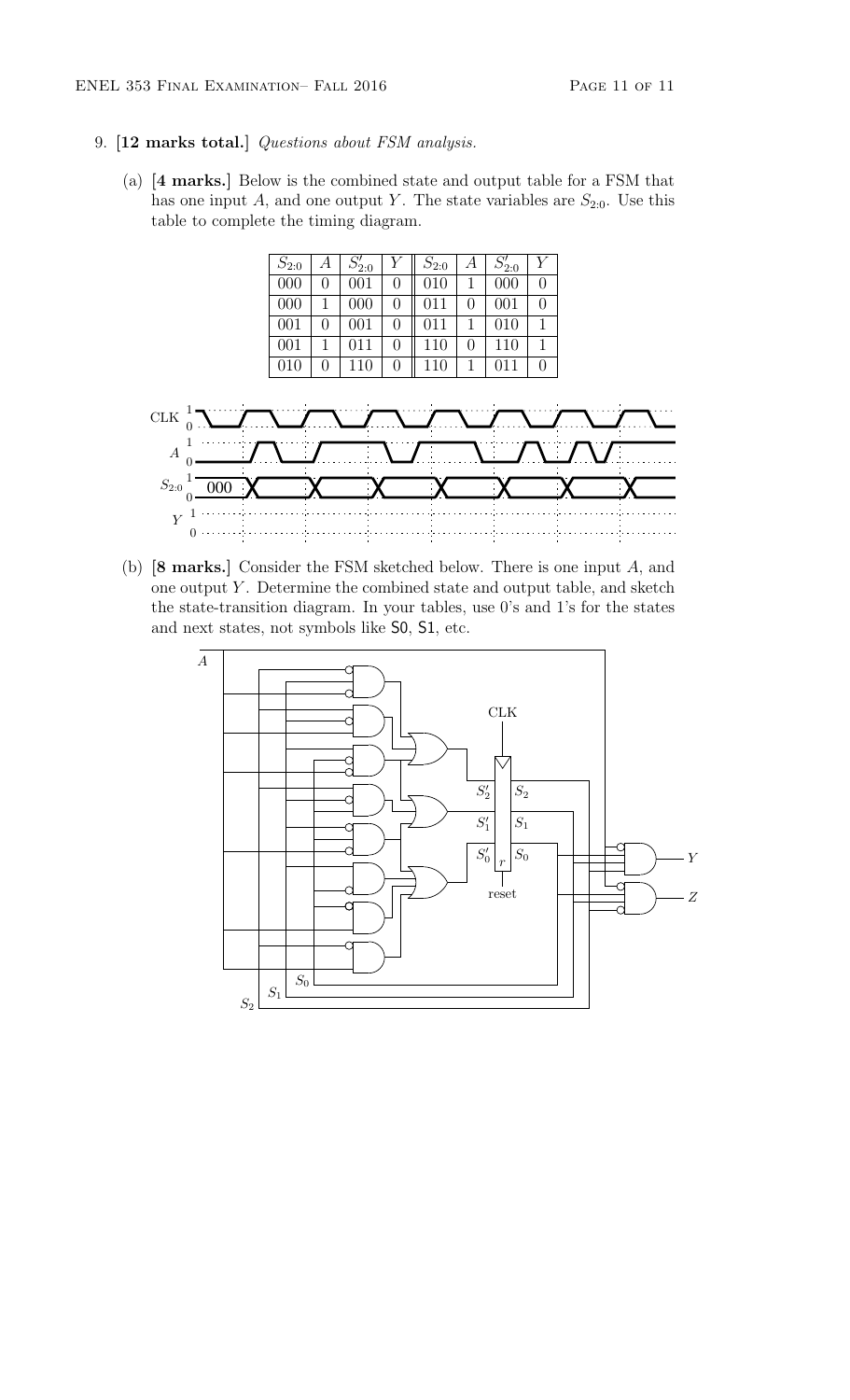9. **[12 marks total.]** *Questions about FSM analysis.*

   (a) **[4 marks.]** Below is the combined state and output table for a FSM that has one input $A$, and one output $Y$. The state variables are $S_{2:0}$. Use this table to complete the timing diagram.

| $S_{2:0}$ | $A$ | $S'_{2:0}$ | $Y$ | $S_{2:0}$ | $A$ | $S'_{2:0}$ | $Y$ |
|---|---|---|---|---|---|---|---|
| 000 | 0 | 001 | 0 | 010 | 1 | 000 | 0 |
| 000 | 1 | 000 | 0 | 011 | 0 | 001 | 0 |
| 001 | 0 | 001 | 0 | 011 | 1 | 010 | 1 |
| 001 | 1 | 011 | 0 | 110 | 0 | 110 | 1 |
| 010 | 0 | 110 | 0 | 110 | 1 | 011 | 0 |

CLK 1 0

$A$ 1 0

$S_{2:0}$ 1 0 000

$Y$ 1 0

   (b) **[8 marks.]** Consider the FSM sketched below. There is one input $A$, and one output $Y$. Determine the combined state and output table, and sketch the state-transition diagram. In your tables, use 0's and 1's for the states and next states, not symbols like S0, S1, etc.

$A$

CLK

$S'_2$ $S_2$

$S'_1$ $S_1$

$S'_0$ $S_0$

r

reset

$Y$

$Z$

$S_0$

$S_1$

$S_2$